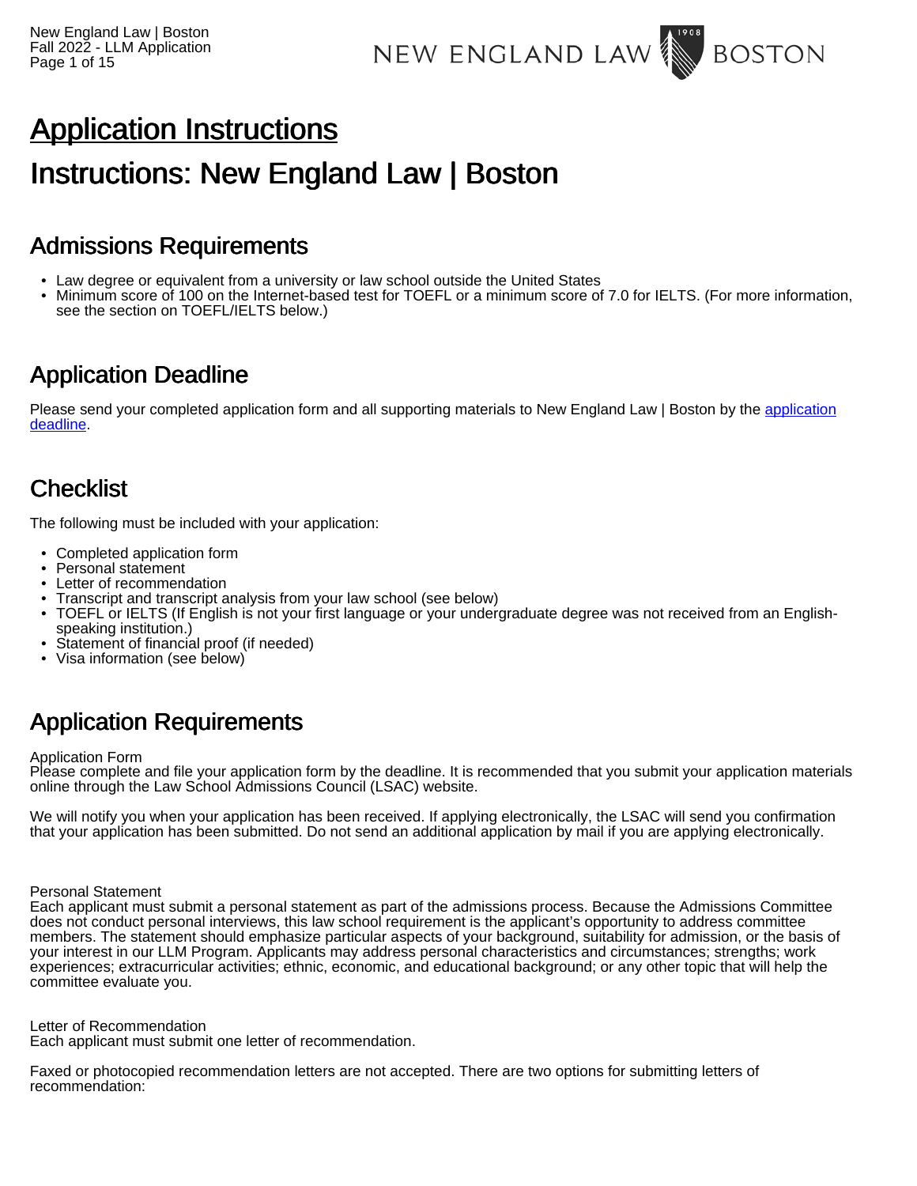# Application Instructions

# Instructions: New England Law | Boston

## Admissions Requirements

- Law degree or equivalent from a university or law school outside the United States
- Minimum score of 100 on the Internet-based test for TOEFL or a minimum score of 7.0 for IELTS. (For more information, see the section on TOEFL/IELTS below.)

## Application Deadline

Please send your completed application form and all supporting materials to New England Law | Boston by the [application deadline](#).

## Checklist

The following must be included with your application:

- Completed application form
- Personal statement
- Letter of recommendation
- Transcript and transcript analysis from your law school (see below)
- TOEFL or IELTS (If English is not your first language or your undergraduate degree was not received from an English-speaking institution.)
- Statement of financial proof (if needed)
- Visa information (see below)

## Application Requirements

Application Form
Please complete and file your application form by the deadline. It is recommended that you submit your application materials online through the Law School Admissions Council (LSAC) website.

We will notify you when your application has been received. If applying electronically, the LSAC will send you confirmation that your application has been submitted. Do not send an additional application by mail if you are applying electronically.

Personal Statement
Each applicant must submit a personal statement as part of the admissions process. Because the Admissions Committee does not conduct personal interviews, this law school requirement is the applicant's opportunity to address committee members. The statement should emphasize particular aspects of your background, suitability for admission, or the basis of your interest in our LLM Program. Applicants may address personal characteristics and circumstances; strengths; work experiences; extracurricular activities; ethnic, economic, and educational background; or any other topic that will help the committee evaluate you.

Letter of Recommendation
Each applicant must submit one letter of recommendation.

Faxed or photocopied recommendation letters are not accepted. There are two options for submitting letters of recommendation: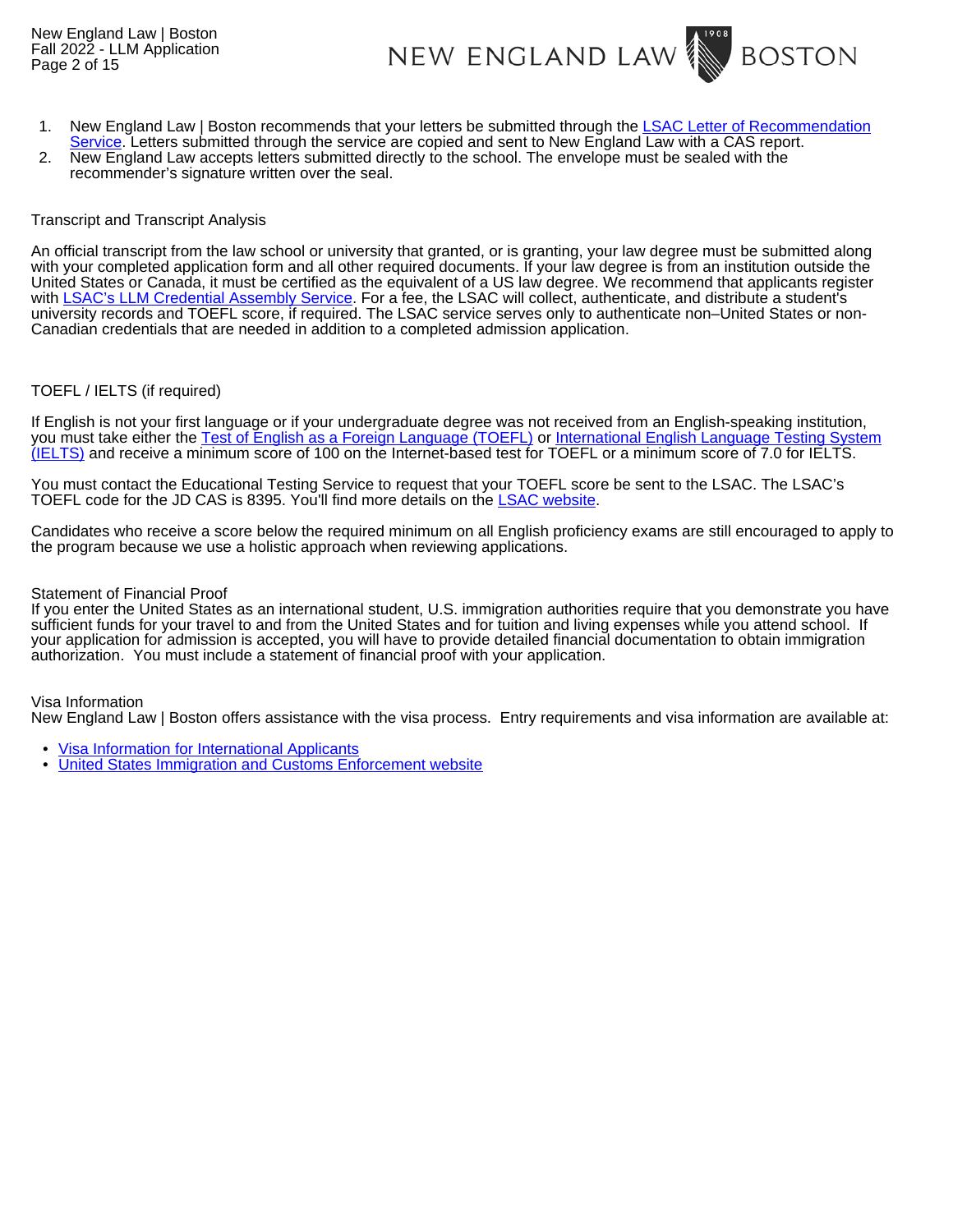1. New England Law | Boston recommends that your letters be submitted through the LSAC Letter of Recommendation Service. Letters submitted through the service are copied and sent to New England Law with a CAS report.
2. New England Law accepts letters submitted directly to the school. The envelope must be sealed with the recommender's signature written over the seal.

## Transcript and Transcript Analysis

An official transcript from the law school or university that granted, or is granting, your law degree must be submitted along with your completed application form and all other required documents. If your law degree is from an institution outside the United States or Canada, it must be certified as the equivalent of a US law degree. We recommend that applicants register with LSAC's LLM Credential Assembly Service. For a fee, the LSAC will collect, authenticate, and distribute a student's university records and TOEFL score, if required. The LSAC service serves only to authenticate non–United States or non-Canadian credentials that are needed in addition to a completed admission application.

## TOEFL / IELTS (if required)

If English is not your first language or if your undergraduate degree was not received from an English-speaking institution, you must take either the Test of English as a Foreign Language (TOEFL) or International English Language Testing System (IELTS) and receive a minimum score of 100 on the Internet-based test for TOEFL or a minimum score of 7.0 for IELTS.

You must contact the Educational Testing Service to request that your TOEFL score be sent to the LSAC. The LSAC's TOEFL code for the JD CAS is 8395. You'll find more details on the LSAC website.

Candidates who receive a score below the required minimum on all English proficiency exams are still encouraged to apply to the program because we use a holistic approach when reviewing applications.

## Statement of Financial Proof

If you enter the United States as an international student, U.S. immigration authorities require that you demonstrate you have sufficient funds for your travel to and from the United States and for tuition and living expenses while you attend school. If your application for admission is accepted, you will have to provide detailed financial documentation to obtain immigration authorization. You must include a statement of financial proof with your application.

## Visa Information

New England Law | Boston offers assistance with the visa process. Entry requirements and visa information are available at:

- Visa Information for International Applicants
- United States Immigration and Customs Enforcement website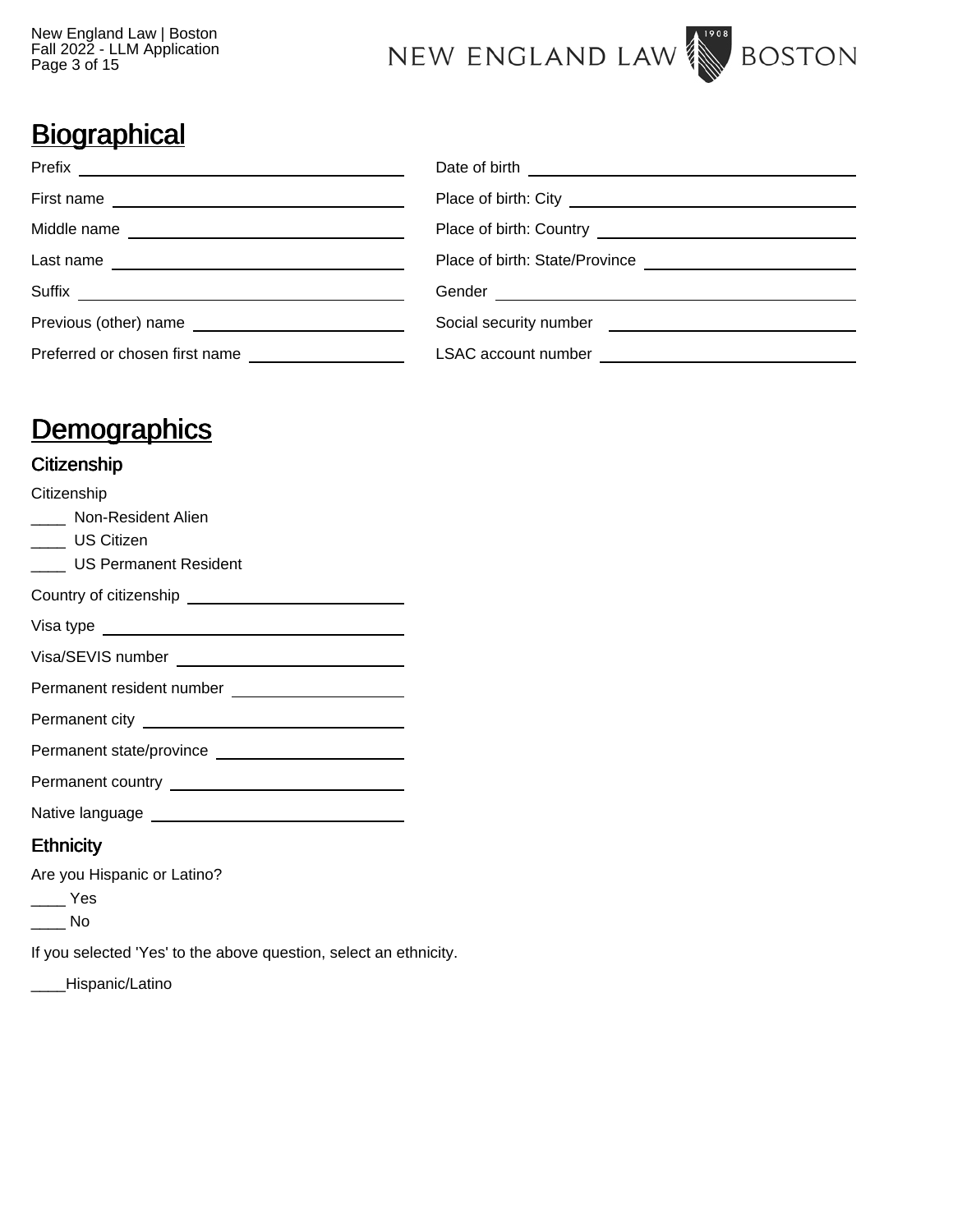# Biographical

Prefix ______________________________

First name ______________________________

Middle name ______________________________

Last name ______________________________

Suffix ______________________________

Previous (other) name ______________________________

Preferred or chosen first name ______________________________

Date of birth ______________________________

Place of birth: City ______________________________

Place of birth: Country ______________________________

Place of birth: State/Province ______________________________

Gender ______________________________

Social security number ______________________________

LSAC account number ______________________________

# Demographics

## Citizenship

Citizenship

____ Non-Resident Alien

____ US Citizen

____ US Permanent Resident

Country of citizenship ______________________________

Visa type ______________________________

Visa/SEVIS number ______________________________

Permanent resident number ______________________________

Permanent city ______________________________

Permanent state/province ______________________________

Permanent country ______________________________

Native language ______________________________

## Ethnicity

Are you Hispanic or Latino?

____ Yes

____ No

If you selected 'Yes' to the above question, select an ethnicity.

____Hispanic/Latino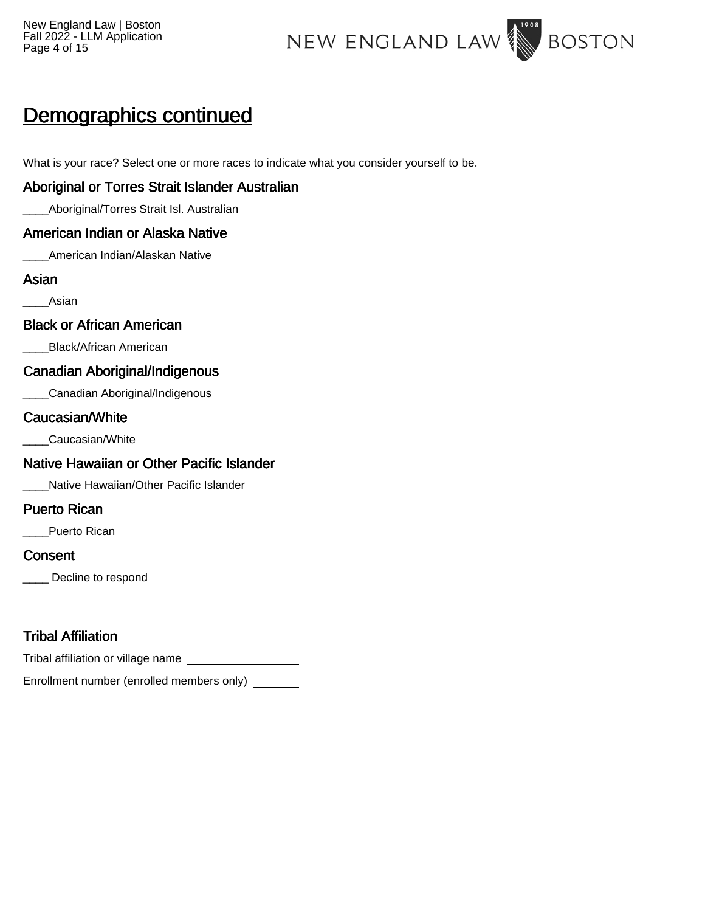# Demographics continued

What is your race? Select one or more races to indicate what you consider yourself to be.

### Aboriginal or Torres Strait Islander Australian

____Aboriginal/Torres Strait Isl. Australian

### American Indian or Alaska Native

____American Indian/Alaskan Native

### Asian

____Asian

### Black or African American

____Black/African American

### Canadian Aboriginal/Indigenous

____Canadian Aboriginal/Indigenous

### Caucasian/White

____Caucasian/White

### Native Hawaiian or Other Pacific Islander

____Native Hawaiian/Other Pacific Islander

### Puerto Rican

____Puerto Rican

### Consent

____ Decline to respond

### Tribal Affiliation

Tribal affiliation or village name ________________

Enrollment number (enrolled members only) _______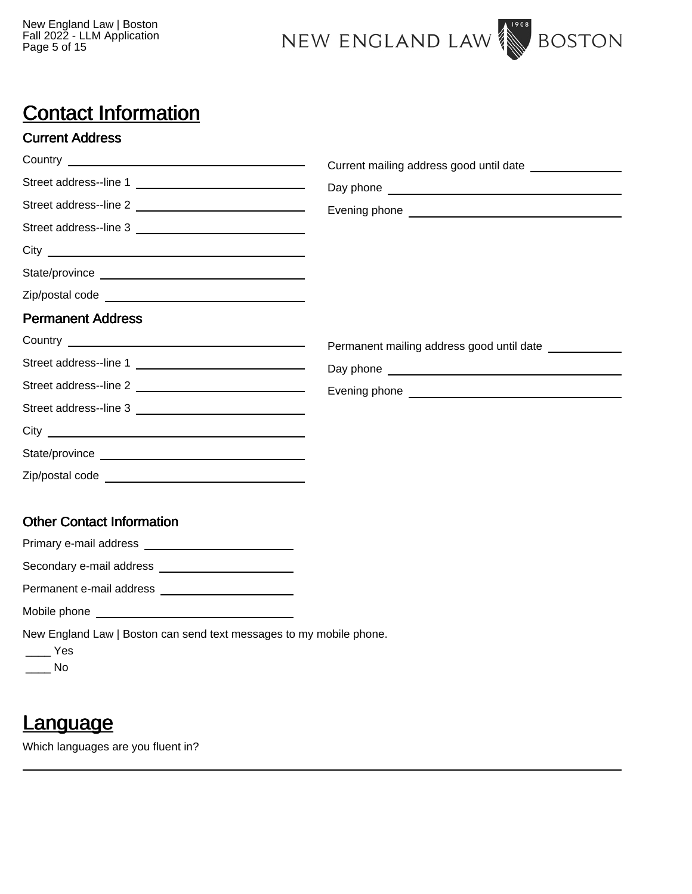# Contact Information

## Current Address

Country ______________________________

Street address--line 1 ______________________________

Street address--line 2 ______________________________

Street address--line 3 ______________________________

City ______________________________

State/province ______________________________

Zip/postal code ______________________________

Current mailing address good until date ______________

Day phone ______________________________

Evening phone ______________________________

## Permanent Address

Country ______________________________

Street address--line 1 ______________________________

Street address--line 2 ______________________________

Street address--line 3 ______________________________

City ______________________________

State/province ______________________________

Zip/postal code ______________________________

Permanent mailing address good until date ______________

Day phone ______________________________

Evening phone ______________________________

## Other Contact Information

Primary e-mail address ______________________________

Secondary e-mail address ______________________________

Permanent e-mail address ______________________________

Mobile phone ______________________________

New England Law | Boston can send text messages to my mobile phone.

____ Yes

____ No

# Language

Which languages are you fluent in?

______________________________________________________________________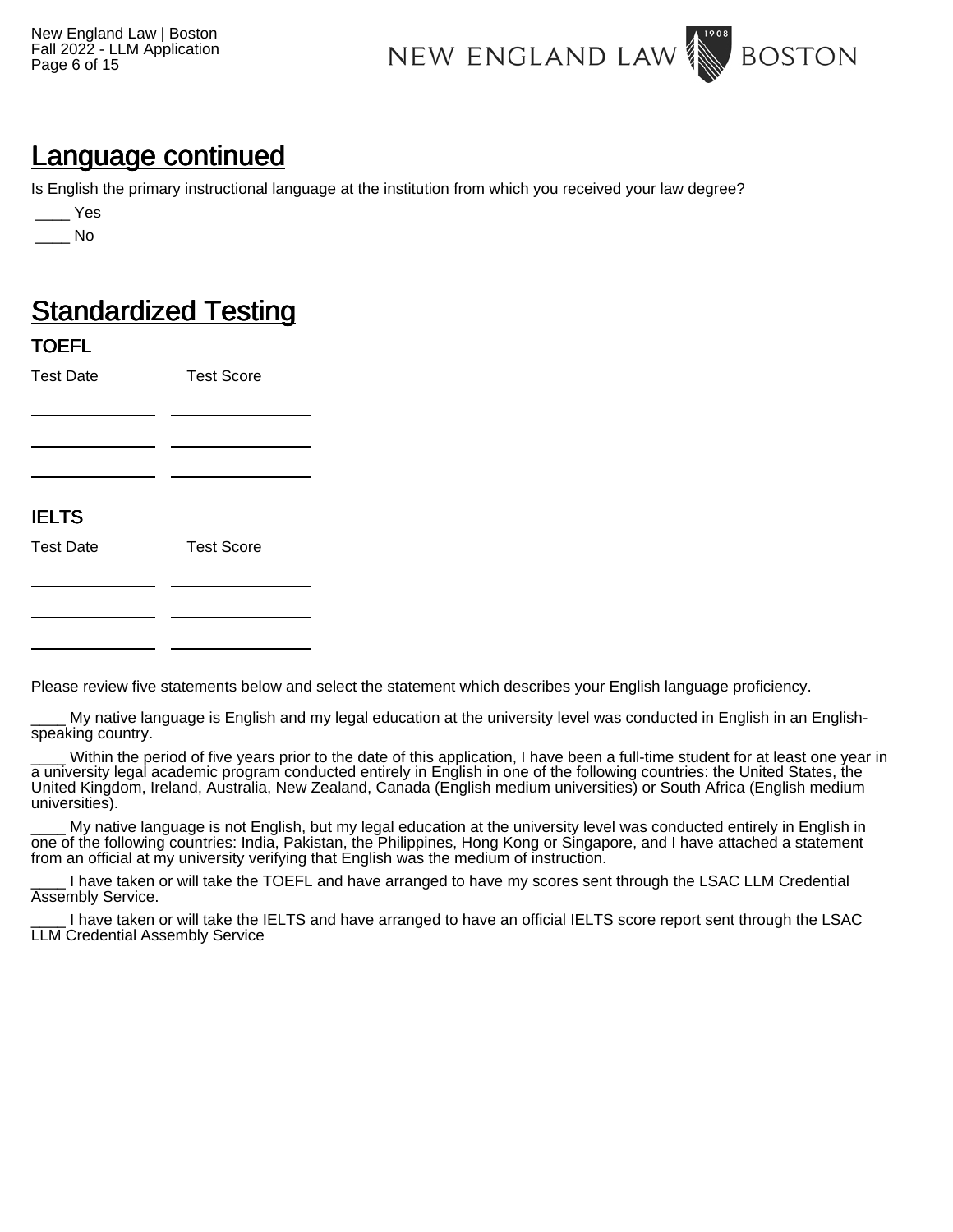## Language continued

Is English the primary instructional language at the institution from which you received your law degree?

____ Yes

____ No

## Standardized Testing

### TOEFL

| Test Date | Test Score |
| --- | --- |
| ____________ | ____________ |
| ____________ | ____________ |
| ____________ | ____________ |

### IELTS

| Test Date | Test Score |
| --- | --- |
| ____________ | ____________ |
| ____________ | ____________ |
| ____________ | ____________ |

Please review five statements below and select the statement which describes your English language proficiency.

____ My native language is English and my legal education at the university level was conducted in English in an English-speaking country.

____ Within the period of five years prior to the date of this application, I have been a full-time student for at least one year in a university legal academic program conducted entirely in English in one of the following countries: the United States, the United Kingdom, Ireland, Australia, New Zealand, Canada (English medium universities) or South Africa (English medium universities).

____ My native language is not English, but my legal education at the university level was conducted entirely in English in one of the following countries: India, Pakistan, the Philippines, Hong Kong or Singapore, and I have attached a statement from an official at my university verifying that English was the medium of instruction.

____ I have taken or will take the TOEFL and have arranged to have my scores sent through the LSAC LLM Credential Assembly Service.

____ I have taken or will take the IELTS and have arranged to have an official IELTS score report sent through the LSAC LLM Credential Assembly Service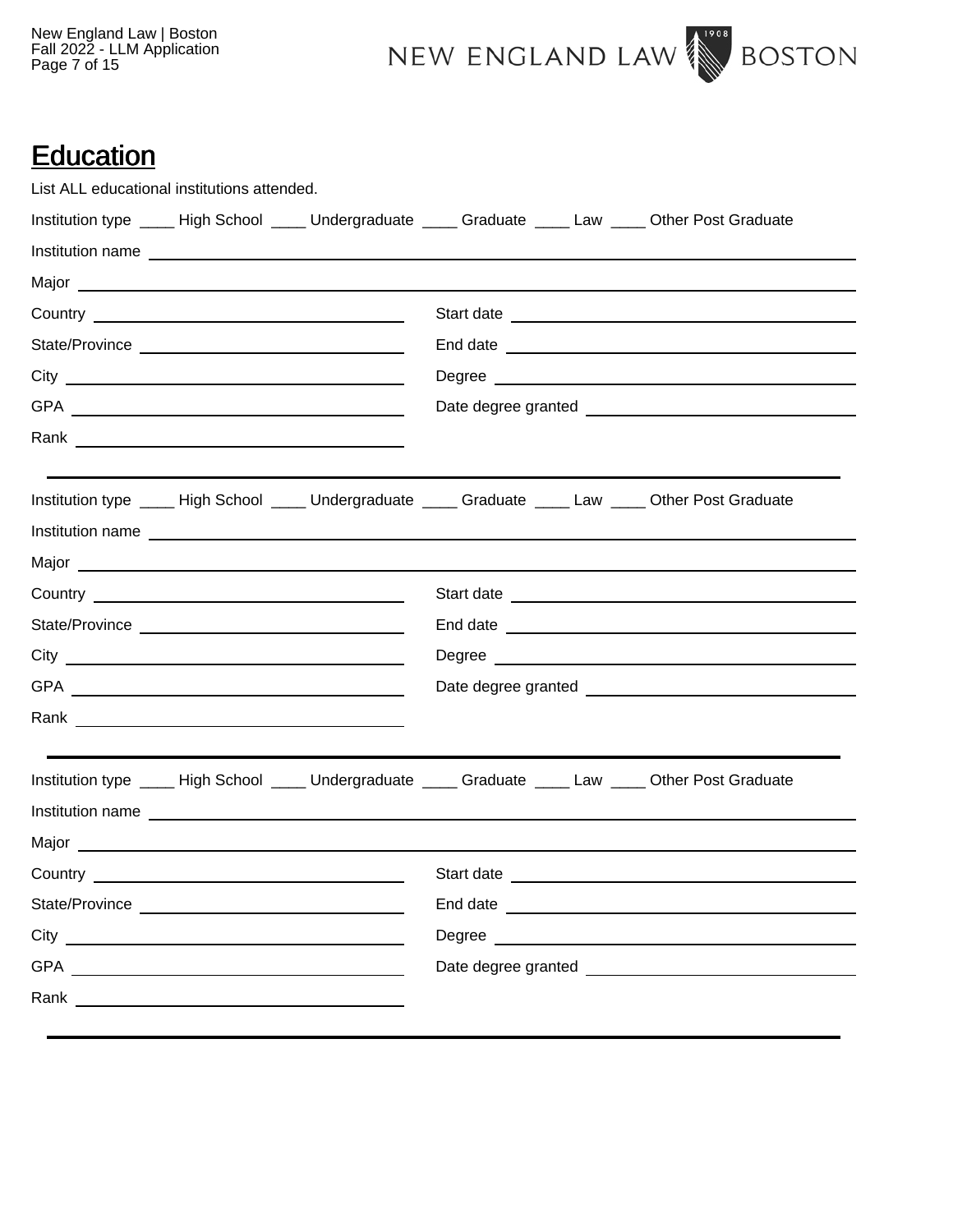# Education

List ALL educational institutions attended.

Institution type ____ High School ____ Undergraduate ____ Graduate ____ Law ____ Other Post Graduate

Institution name ______________________________

Major ______________________________

Country ______________________________ Start date ______________________________

State/Province ______________________________ End date ______________________________

City ______________________________ Degree ______________________________

GPA ______________________________ Date degree granted ______________________________

Rank ______________________________

---

Institution type ____ High School ____ Undergraduate ____ Graduate ____ Law ____ Other Post Graduate

Institution name ______________________________

Major ______________________________

Country ______________________________ Start date ______________________________

State/Province ______________________________ End date ______________________________

City ______________________________ Degree ______________________________

GPA ______________________________ Date degree granted ______________________________

Rank ______________________________

---

Institution type ____ High School ____ Undergraduate ____ Graduate ____ Law ____ Other Post Graduate

Institution name ______________________________

Major ______________________________

Country ______________________________ Start date ______________________________

State/Province ______________________________ End date ______________________________

City ______________________________ Degree ______________________________

GPA ______________________________ Date degree granted ______________________________

Rank ______________________________

---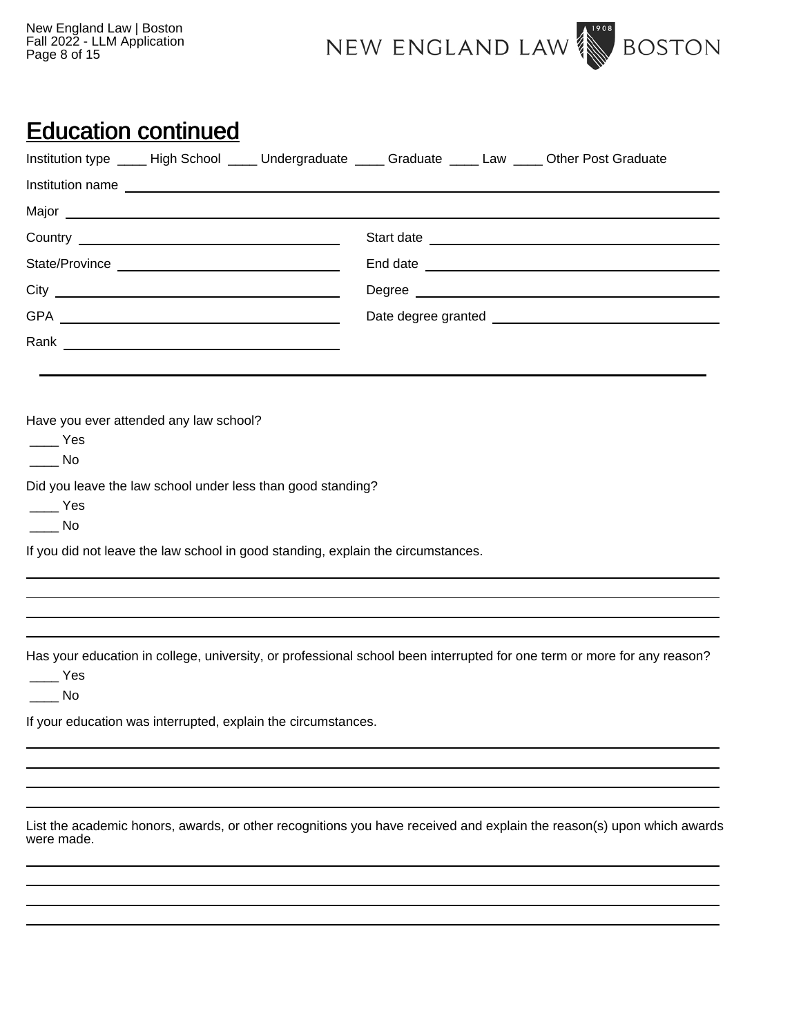# Education continued

Institution type ____ High School ____ Undergraduate ____ Graduate ____ Law ____ Other Post Graduate

Institution name ______________________________________________

Major ______________________________________________

Country ______________________ Start date ______________________

State/Province ______________________ End date ______________________

City ______________________ Degree ______________________

GPA ______________________ Date degree granted ______________________

Rank ______________________

---

Have you ever attended any law school?

____ Yes

____ No

Did you leave the law school under less than good standing?

____ Yes

____ No

If you did not leave the law school in good standing, explain the circumstances.

______________________________________________

______________________________________________

______________________________________________

______________________________________________

Has your education in college, university, or professional school been interrupted for one term or more for any reason?

____ Yes

____ No

If your education was interrupted, explain the circumstances.

______________________________________________

______________________________________________

______________________________________________

______________________________________________

List the academic honors, awards, or other recognitions you have received and explain the reason(s) upon which awards were made.

______________________________________________

______________________________________________

______________________________________________

______________________________________________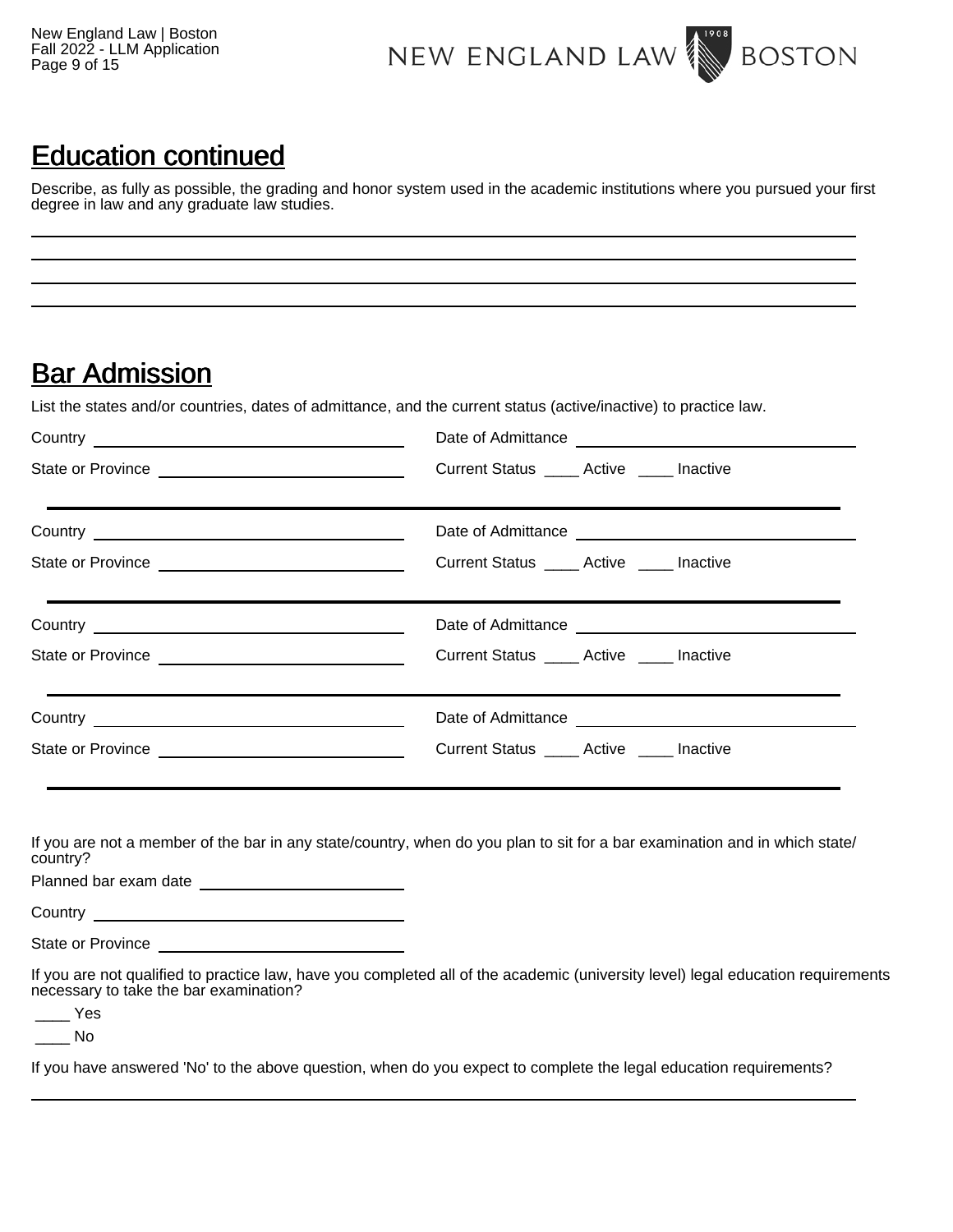## Education continued

Describe, as fully as possible, the grading and honor system used in the academic institutions where you pursued your first degree in law and any graduate law studies.

______________________________________________________________________

______________________________________________________________________

______________________________________________________________________

______________________________________________________________________

## Bar Admission

List the states and/or countries, dates of admittance, and the current status (active/inactive) to practice law.

Country ______________________ Date of Admittance ______________________

State or Province ______________________ Current Status ____ Active ____ Inactive

---

Country ______________________ Date of Admittance ______________________

State or Province ______________________ Current Status ____ Active ____ Inactive

---

Country ______________________ Date of Admittance ______________________

State or Province ______________________ Current Status ____ Active ____ Inactive

---

Country ______________________ Date of Admittance ______________________

State or Province ______________________ Current Status ____ Active ____ Inactive

---

If you are not a member of the bar in any state/country, when do you plan to sit for a bar examination and in which state/country?

Planned bar exam date ______________________

Country ______________________

State or Province ______________________

If you are not qualified to practice law, have you completed all of the academic (university level) legal education requirements necessary to take the bar examination?

____ Yes

____ No

If you have answered 'No' to the above question, when do you expect to complete the legal education requirements?

______________________________________________________________________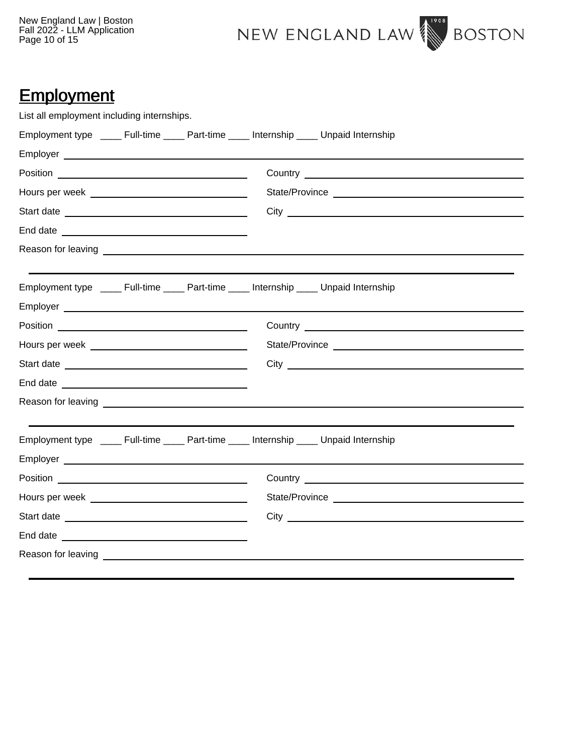## Employment

List all employment including internships.

Employment type ____ Full-time ____ Part-time ____ Internship ____ Unpaid Internship

Employer ______________________________________________

Position ______________________ Country ______________________

Hours per week ______________________ State/Province ______________________

Start date ______________________ City ______________________

End date ______________________

Reason for leaving ______________________________________________

---

Employment type ____ Full-time ____ Part-time ____ Internship ____ Unpaid Internship

Employer ______________________________________________

Position ______________________ Country ______________________

Hours per week ______________________ State/Province ______________________

Start date ______________________ City ______________________

End date ______________________

Reason for leaving ______________________________________________

---

Employment type ____ Full-time ____ Part-time ____ Internship ____ Unpaid Internship

Employer ______________________________________________

Position ______________________ Country ______________________

Hours per week ______________________ State/Province ______________________

Start date ______________________ City ______________________

End date ______________________

Reason for leaving ______________________________________________

---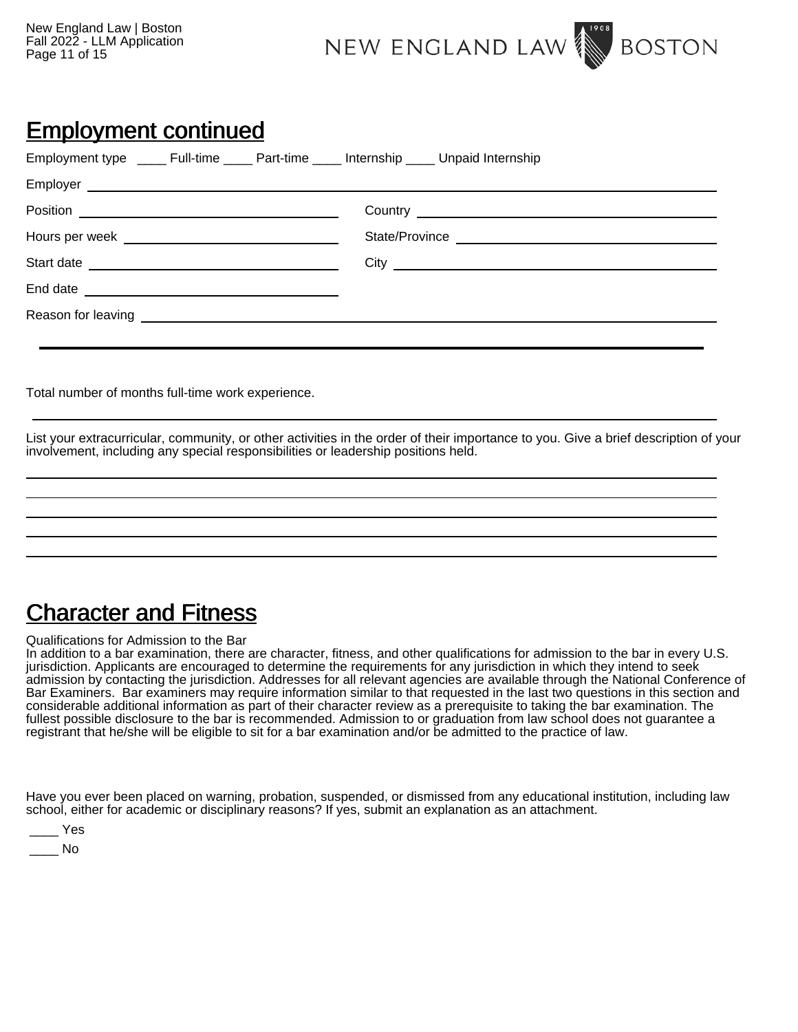## Employment continued

Employment type ____ Full-time ____ Part-time ____ Internship ____ Unpaid Internship

Employer ______________________________

Position ______________________________

Country ______________________________

Hours per week ______________________________

State/Province ______________________________

Start date ______________________________

City ______________________________

End date ______________________________

Reason for leaving ______________________________

---

Total number of months full-time work experience.

______________________________

List your extracurricular, community, or other activities in the order of their importance to you. Give a brief description of your involvement, including any special responsibilities or leadership positions held.

______________________________

______________________________

______________________________

______________________________

______________________________

## Character and Fitness

Qualifications for Admission to the Bar

In addition to a bar examination, there are character, fitness, and other qualifications for admission to the bar in every U.S. jurisdiction. Applicants are encouraged to determine the requirements for any jurisdiction in which they intend to seek admission by contacting the jurisdiction. Addresses for all relevant agencies are available through the National Conference of Bar Examiners. Bar examiners may require information similar to that requested in the last two questions in this section and considerable additional information as part of their character review as a prerequisite to taking the bar examination. The fullest possible disclosure to the bar is recommended. Admission to or graduation from law school does not guarantee a registrant that he/she will be eligible to sit for a bar examination and/or be admitted to the practice of law.

Have you ever been placed on warning, probation, suspended, or dismissed from any educational institution, including law school, either for academic or disciplinary reasons? If yes, submit an explanation as an attachment.

____ Yes

____ No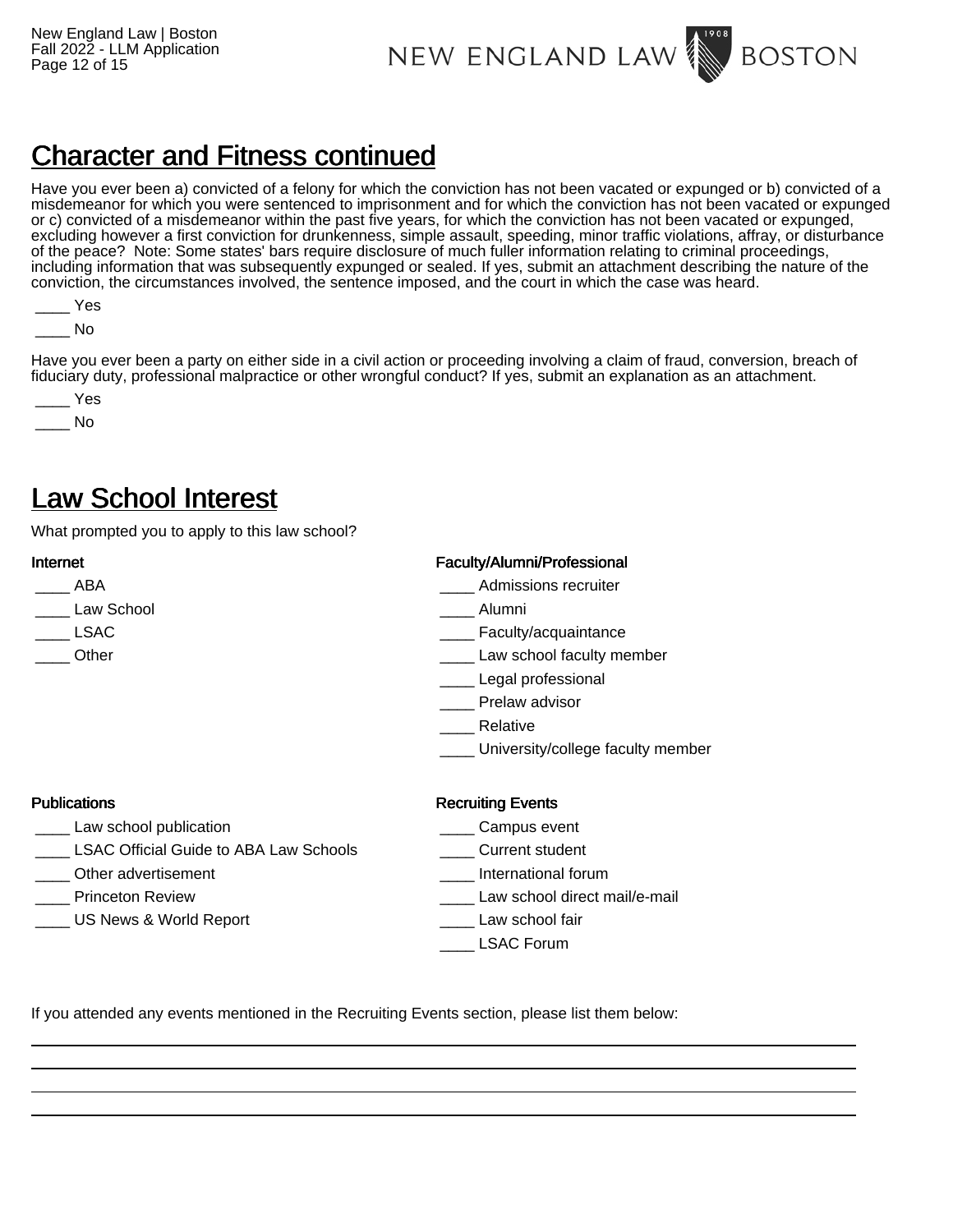## Character and Fitness continued

Have you ever been a) convicted of a felony for which the conviction has not been vacated or expunged or b) convicted of a misdemeanor for which you were sentenced to imprisonment and for which the conviction has not been vacated or expunged or c) convicted of a misdemeanor within the past five years, for which the conviction has not been vacated or expunged, excluding however a first conviction for drunkenness, simple assault, speeding, minor traffic violations, affray, or disturbance of the peace? Note: Some states' bars require disclosure of much fuller information relating to criminal proceedings, including information that was subsequently expunged or sealed. If yes, submit an attachment describing the nature of the conviction, the circumstances involved, the sentence imposed, and the court in which the case was heard.

____ Yes

____ No

Have you ever been a party on either side in a civil action or proceeding involving a claim of fraud, conversion, breach of fiduciary duty, professional malpractice or other wrongful conduct? If yes, submit an explanation as an attachment.

____ Yes

____ No

## Law School Interest

What prompted you to apply to this law school?

**Internet**

____ ABA

____ Law School

____ LSAC

____ Other

**Faculty/Alumni/Professional**

____ Admissions recruiter

____ Alumni

____ Faculty/acquaintance

____ Law school faculty member

____ Legal professional

____ Prelaw advisor

____ Relative

____ University/college faculty member

**Publications**

____ Law school publication

____ LSAC Official Guide to ABA Law Schools

____ Other advertisement

____ Princeton Review

____ US News & World Report

**Recruiting Events**

____ Campus event

____ Current student

____ International forum

____ Law school direct mail/e-mail

____ Law school fair

____ LSAC Forum

If you attended any events mentioned in the Recruiting Events section, please list them below:

______________________________________________________________________________

______________________________________________________________________________

______________________________________________________________________________

______________________________________________________________________________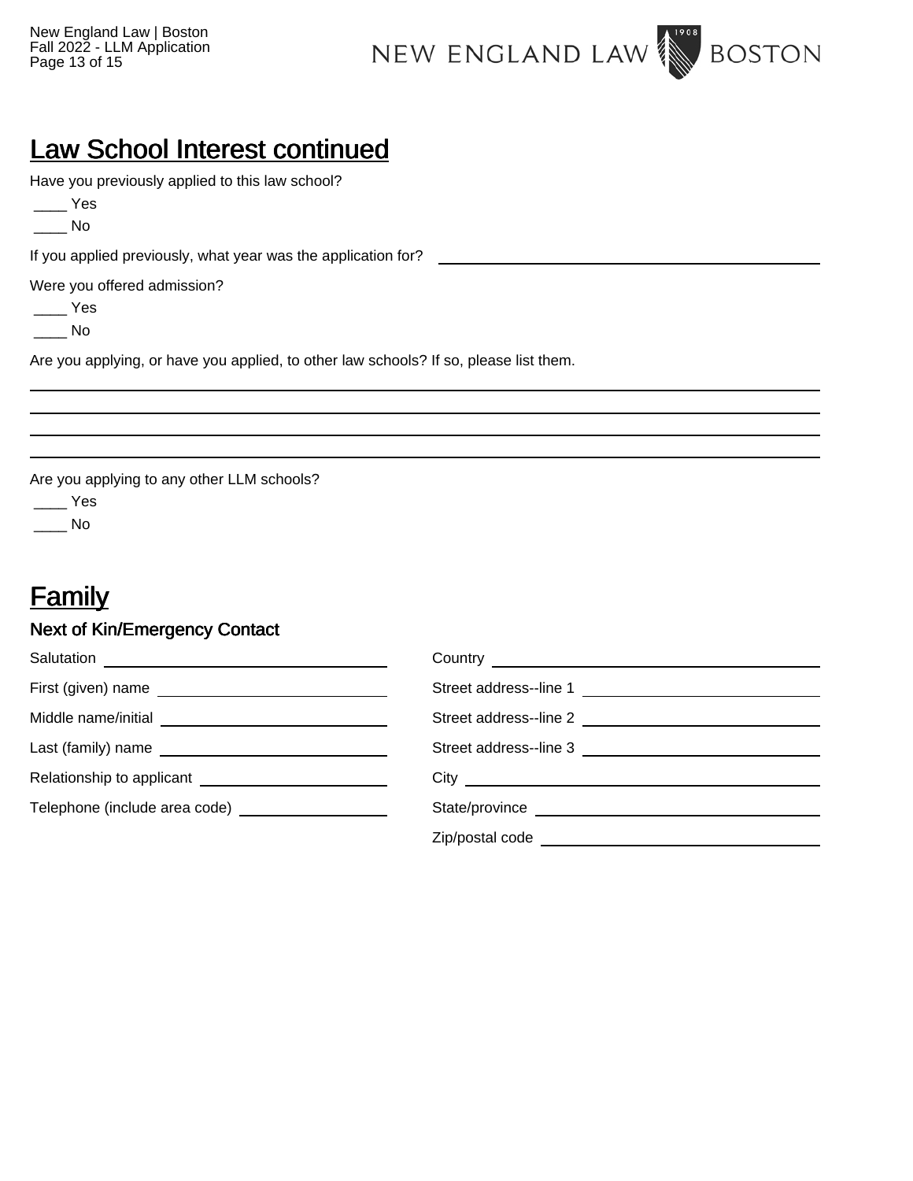## Law School Interest continued

Have you previously applied to this law school?

____ Yes

____ No

If you applied previously, what year was the application for? ______________________________

Were you offered admission?

____ Yes

____ No

Are you applying, or have you applied, to other law schools? If so, please list them.

______________________________________________________________________

______________________________________________________________________

______________________________________________________________________

______________________________________________________________________

Are you applying to any other LLM schools?

____ Yes

____ No

## Family

### Next of Kin/Emergency Contact

Salutation ______________________________

First (given) name ______________________________

Middle name/initial ______________________________

Last (family) name ______________________________

Relationship to applicant ______________________________

Telephone (include area code) ______________________________

Country ______________________________

Street address--line 1 ______________________________

Street address--line 2 ______________________________

Street address--line 3 ______________________________

City ______________________________

State/province ______________________________

Zip/postal code ______________________________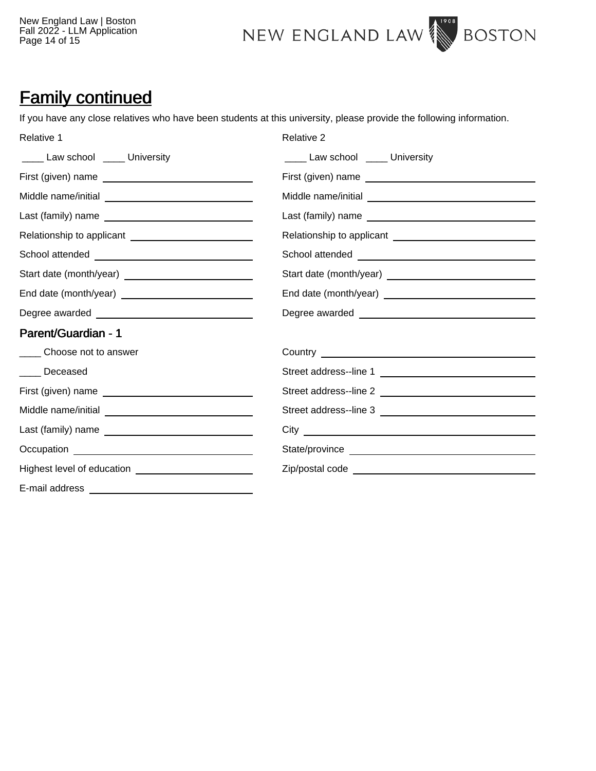## Family continued

If you have any close relatives who have been students at this university, please provide the following information.

Relative 1

____ Law school ____ University

First (given) name ______________________

Middle name/initial ______________________

Last (family) name ______________________

Relationship to applicant ______________________

School attended ______________________

Start date (month/year) ______________________

End date (month/year) ______________________

Degree awarded ______________________

Relative 2

____ Law school ____ University

First (given) name ______________________

Middle name/initial ______________________

Last (family) name ______________________

Relationship to applicant ______________________

School attended ______________________

Start date (month/year) ______________________

End date (month/year) ______________________

Degree awarded ______________________

### Parent/Guardian - 1

____ Choose not to answer

____ Deceased

First (given) name ______________________

Middle name/initial ______________________

Last (family) name ______________________

Occupation ______________________

Highest level of education ______________________

E-mail address ______________________

Country ______________________

Street address--line 1 ______________________

Street address--line 2 ______________________

Street address--line 3 ______________________

City ______________________

State/province ______________________

Zip/postal code ______________________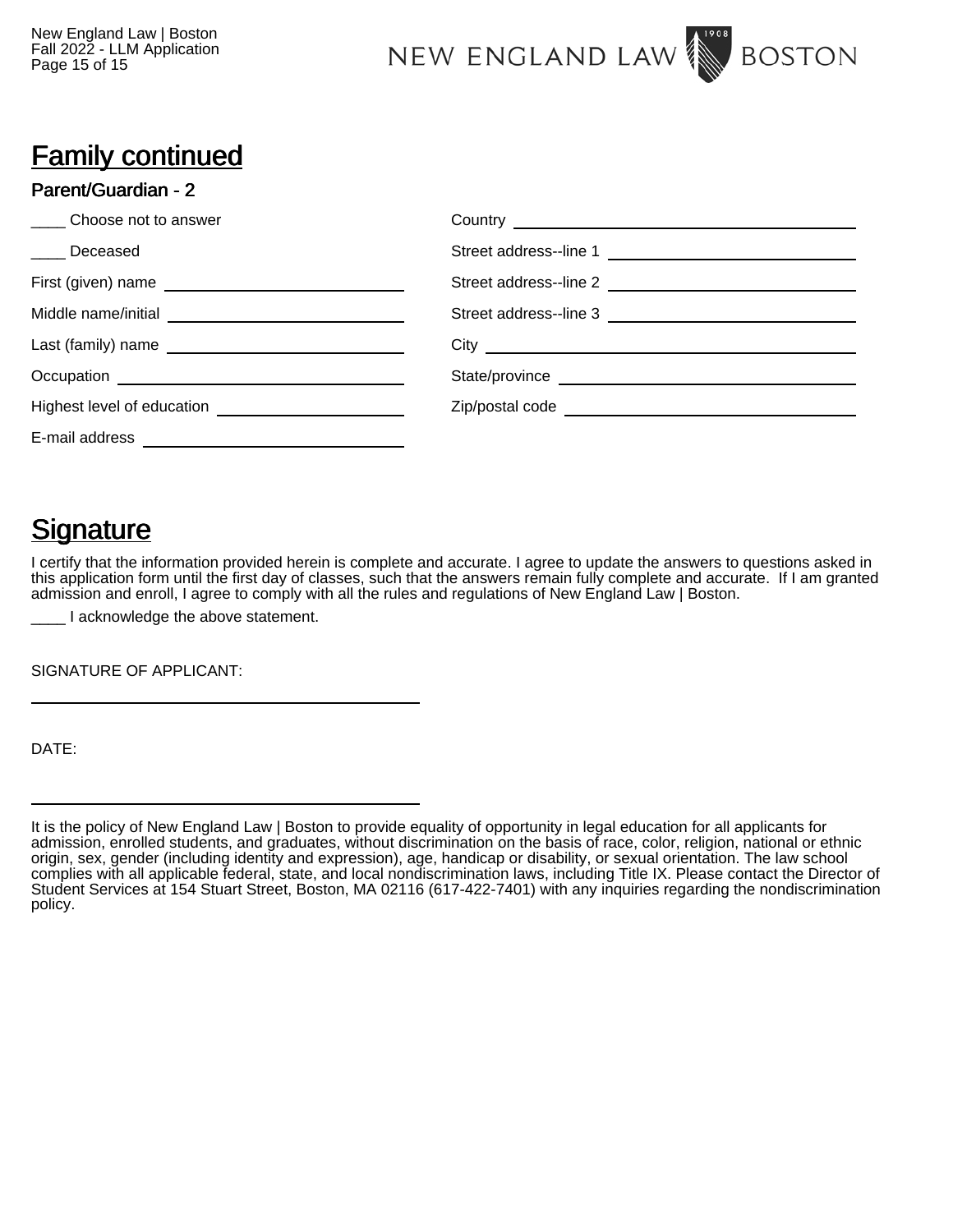## Family continued

### Parent/Guardian - 2

____ Choose not to answer

____ Deceased

First (given) name ____________________

Middle name/initial ____________________

Last (family) name ____________________

Occupation ____________________

Highest level of education ____________________

E-mail address ____________________

Country ____________________

Street address--line 1 ____________________

Street address--line 2 ____________________

Street address--line 3 ____________________

City ____________________

State/province ____________________

Zip/postal code ____________________

## Signature

I certify that the information provided herein is complete and accurate. I agree to update the answers to questions asked in this application form until the first day of classes, such that the answers remain fully complete and accurate. If I am granted admission and enroll, I agree to comply with all the rules and regulations of New England Law | Boston.

____ I acknowledge the above statement.

SIGNATURE OF APPLICANT:

____________________

DATE:

____________________

It is the policy of New England Law | Boston to provide equality of opportunity in legal education for all applicants for admission, enrolled students, and graduates, without discrimination on the basis of race, color, religion, national or ethnic origin, sex, gender (including identity and expression), age, handicap or disability, or sexual orientation. The law school complies with all applicable federal, state, and local nondiscrimination laws, including Title IX. Please contact the Director of Student Services at 154 Stuart Street, Boston, MA 02116 (617-422-7401) with any inquiries regarding the nondiscrimination policy.